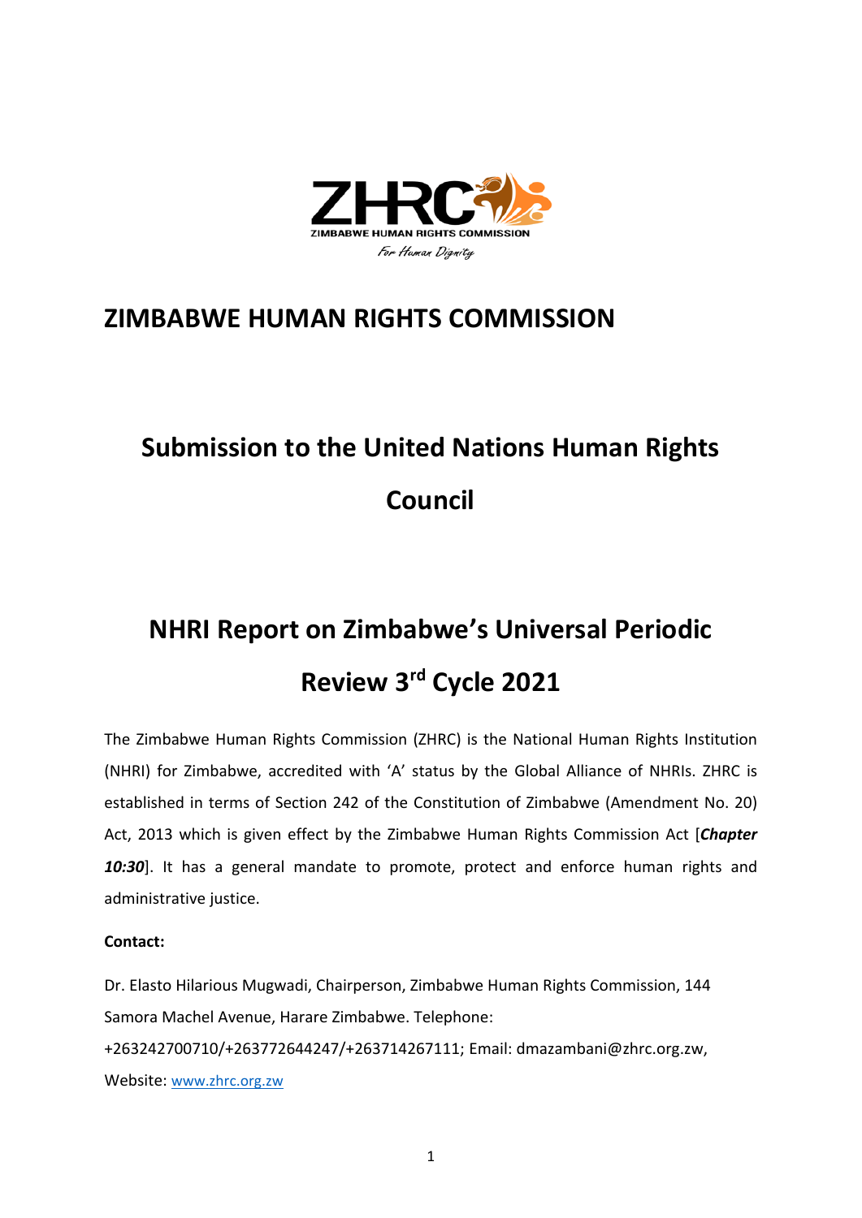# ZIMBABWE HUMAN RIGHTS COMMISSION

## Submission to the United Nations Human Rights Council

## NHRI Report on Zimbabwe's Universal Periodic Review 3rd Cycle 2021

The Zimbabwe Human Rights Commission (ZHRC) is the National Human Rights Institution (NHRI) for Zimbabwe, accredited with 'A' status by the Global Alliance of NHRIs. ZHRC is established in terms of Section 242 of the Constitution of Zimbabwe (Amendment No. 20) Act, 2013 which is given effect by the Zimbabwe Human Rights Commission Act [***Chapter 10:30***]. It has a general mandate to promote, protect and enforce human rights and administrative justice.

**Contact:**

Dr. Elasto Hilarious Mugwadi, Chairperson, Zimbabwe Human Rights Commission, 144 Samora Machel Avenue, Harare Zimbabwe. Telephone: +263242700710/+263772644247/+263714267111; Email: dmazambani@zhrc.org.zw, Website: www.zhrc.org.zw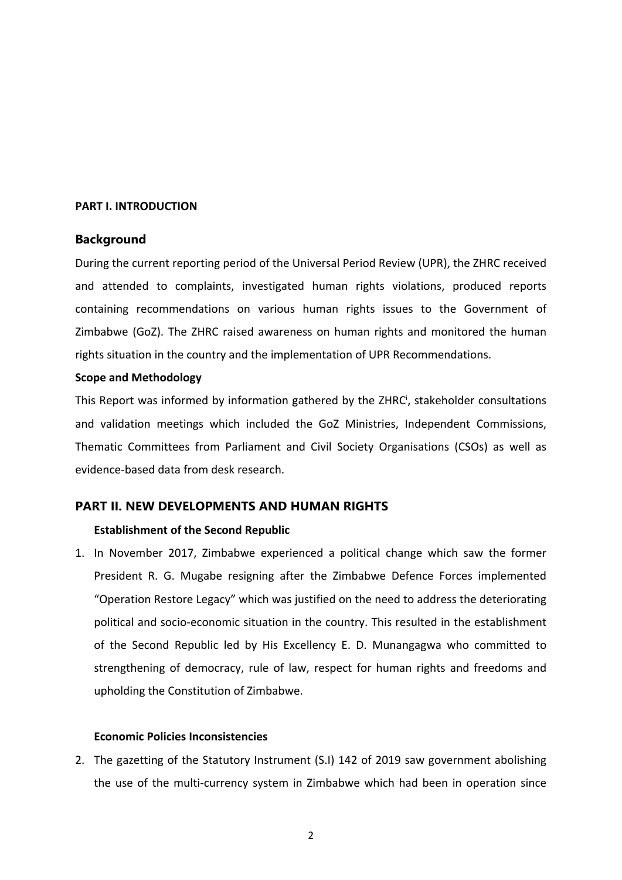## PART I. INTRODUCTION

### Background

During the current reporting period of the Universal Period Review (UPR), the ZHRC received and attended to complaints, investigated human rights violations, produced reports containing recommendations on various human rights issues to the Government of Zimbabwe (GoZ). The ZHRC raised awareness on human rights and monitored the human rights situation in the country and the implementation of UPR Recommendations.

**Scope and Methodology**

This Report was informed by information gathered by the ZHRC[i], stakeholder consultations and validation meetings which included the GoZ Ministries, Independent Commissions, Thematic Committees from Parliament and Civil Society Organisations (CSOs) as well as evidence-based data from desk research.

## PART II. NEW DEVELOPMENTS AND HUMAN RIGHTS

**Establishment of the Second Republic**

1. In November 2017, Zimbabwe experienced a political change which saw the former President R. G. Mugabe resigning after the Zimbabwe Defence Forces implemented "Operation Restore Legacy" which was justified on the need to address the deteriorating political and socio-economic situation in the country. This resulted in the establishment of the Second Republic led by His Excellency E. D. Munangagwa who committed to strengthening of democracy, rule of law, respect for human rights and freedoms and upholding the Constitution of Zimbabwe.

**Economic Policies Inconsistencies**

2. The gazetting of the Statutory Instrument (S.I) 142 of 2019 saw government abolishing the use of the multi-currency system in Zimbabwe which had been in operation since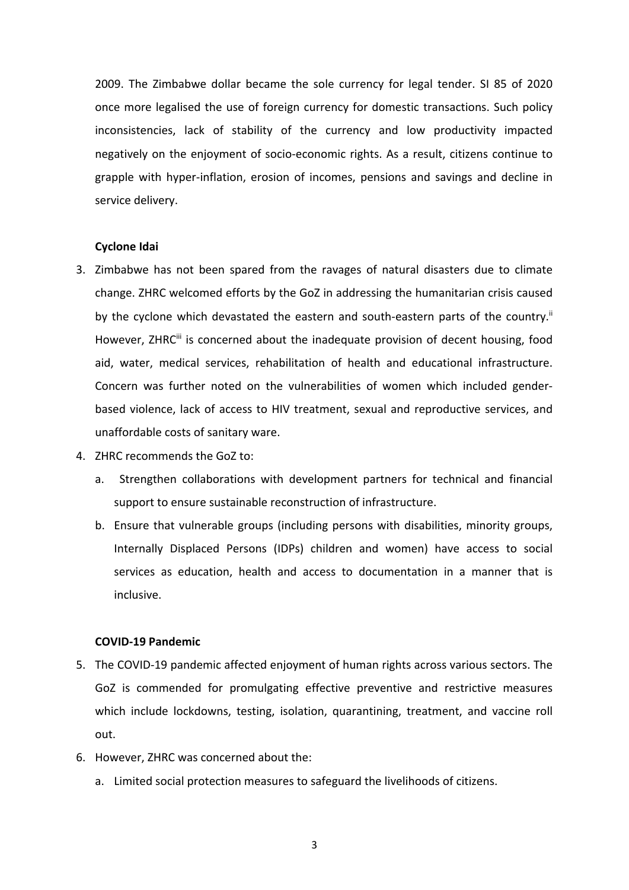2009. The Zimbabwe dollar became the sole currency for legal tender. SI 85 of 2020 once more legalised the use of foreign currency for domestic transactions. Such policy inconsistencies, lack of stability of the currency and low productivity impacted negatively on the enjoyment of socio-economic rights. As a result, citizens continue to grapple with hyper-inflation, erosion of incomes, pensions and savings and decline in service delivery.

**Cyclone Idai**

3. Zimbabwe has not been spared from the ravages of natural disasters due to climate change. ZHRC welcomed efforts by the GoZ in addressing the humanitarian crisis caused by the cyclone which devastated the eastern and south-eastern parts of the country.[ii] However, ZHRC[iii] is concerned about the inadequate provision of decent housing, food aid, water, medical services, rehabilitation of health and educational infrastructure. Concern was further noted on the vulnerabilities of women which included gender-based violence, lack of access to HIV treatment, sexual and reproductive services, and unaffordable costs of sanitary ware.
4. ZHRC recommends the GoZ to:
   a. Strengthen collaborations with development partners for technical and financial support to ensure sustainable reconstruction of infrastructure.
   b. Ensure that vulnerable groups (including persons with disabilities, minority groups, Internally Displaced Persons (IDPs) children and women) have access to social services as education, health and access to documentation in a manner that is inclusive.

**COVID-19 Pandemic**

5. The COVID-19 pandemic affected enjoyment of human rights across various sectors. The GoZ is commended for promulgating effective preventive and restrictive measures which include lockdowns, testing, isolation, quarantining, treatment, and vaccine roll out.
6. However, ZHRC was concerned about the:
   a. Limited social protection measures to safeguard the livelihoods of citizens.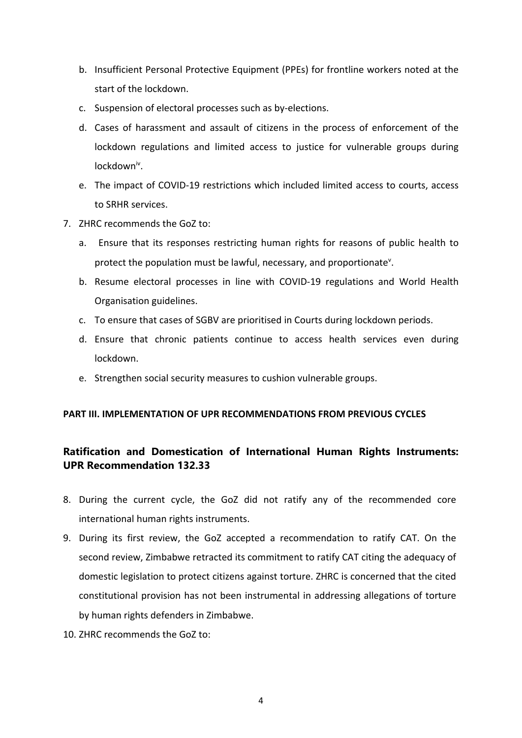b. Insufficient Personal Protective Equipment (PPEs) for frontline workers noted at the start of the lockdown.
c. Suspension of electoral processes such as by-elections.
d. Cases of harassment and assault of citizens in the process of enforcement of the lockdown regulations and limited access to justice for vulnerable groups during lockdown[iv].
e. The impact of COVID-19 restrictions which included limited access to courts, access to SRHR services.

7. ZHRC recommends the GoZ to:
   a. Ensure that its responses restricting human rights for reasons of public health to protect the population must be lawful, necessary, and proportionate[v].
   b. Resume electoral processes in line with COVID-19 regulations and World Health Organisation guidelines.
   c. To ensure that cases of SGBV are prioritised in Courts during lockdown periods.
   d. Ensure that chronic patients continue to access health services even during lockdown.
   e. Strengthen social security measures to cushion vulnerable groups.

**PART III. IMPLEMENTATION OF UPR RECOMMENDATIONS FROM PREVIOUS CYCLES**

## Ratification and Domestication of International Human Rights Instruments: UPR Recommendation 132.33

8. During the current cycle, the GoZ did not ratify any of the recommended core international human rights instruments.
9. During its first review, the GoZ accepted a recommendation to ratify CAT. On the second review, Zimbabwe retracted its commitment to ratify CAT citing the adequacy of domestic legislation to protect citizens against torture. ZHRC is concerned that the cited constitutional provision has not been instrumental in addressing allegations of torture by human rights defenders in Zimbabwe.
10. ZHRC recommends the GoZ to: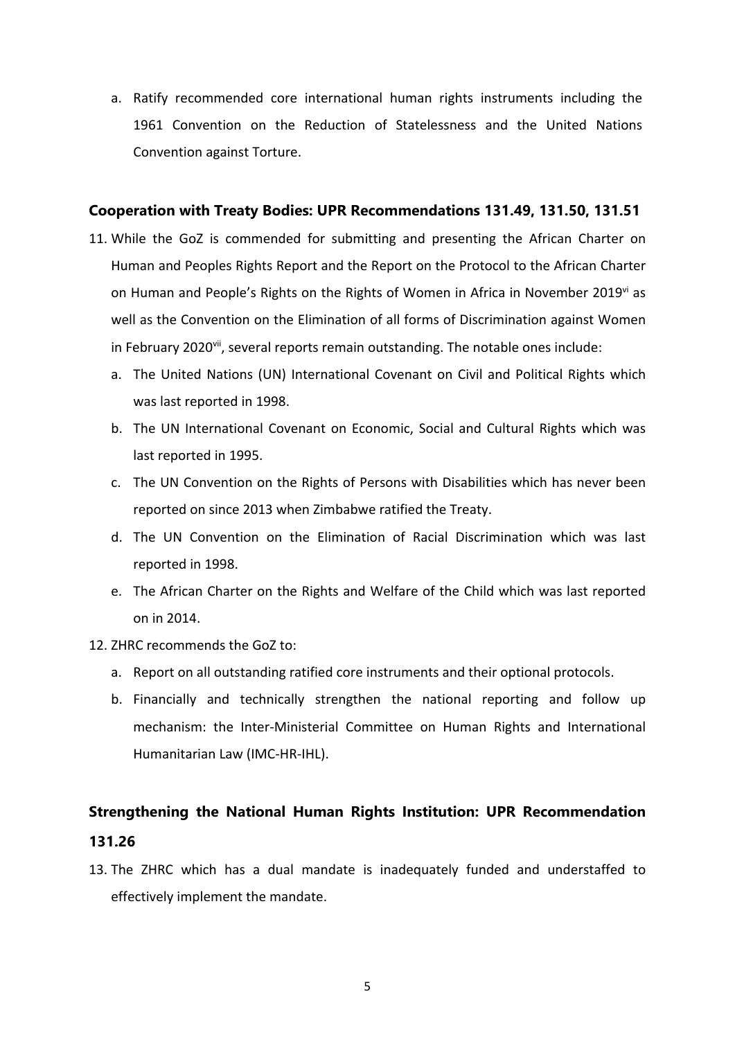a. Ratify recommended core international human rights instruments including the 1961 Convention on the Reduction of Statelessness and the United Nations Convention against Torture.

### Cooperation with Treaty Bodies: UPR Recommendations 131.49, 131.50, 131.51

11. While the GoZ is commended for submitting and presenting the African Charter on Human and Peoples Rights Report and the Report on the Protocol to the African Charter on Human and People's Rights on the Rights of Women in Africa in November 2019[vi] as well as the Convention on the Elimination of all forms of Discrimination against Women in February 2020[vii], several reports remain outstanding. The notable ones include:
    a. The United Nations (UN) International Covenant on Civil and Political Rights which was last reported in 1998.
    b. The UN International Covenant on Economic, Social and Cultural Rights which was last reported in 1995.
    c. The UN Convention on the Rights of Persons with Disabilities which has never been reported on since 2013 when Zimbabwe ratified the Treaty.
    d. The UN Convention on the Elimination of Racial Discrimination which was last reported in 1998.
    e. The African Charter on the Rights and Welfare of the Child which was last reported on in 2014.
12. ZHRC recommends the GoZ to:
    a. Report on all outstanding ratified core instruments and their optional protocols.
    b. Financially and technically strengthen the national reporting and follow up mechanism: the Inter-Ministerial Committee on Human Rights and International Humanitarian Law (IMC-HR-IHL).

### Strengthening the National Human Rights Institution: UPR Recommendation 131.26

13. The ZHRC which has a dual mandate is inadequately funded and understaffed to effectively implement the mandate.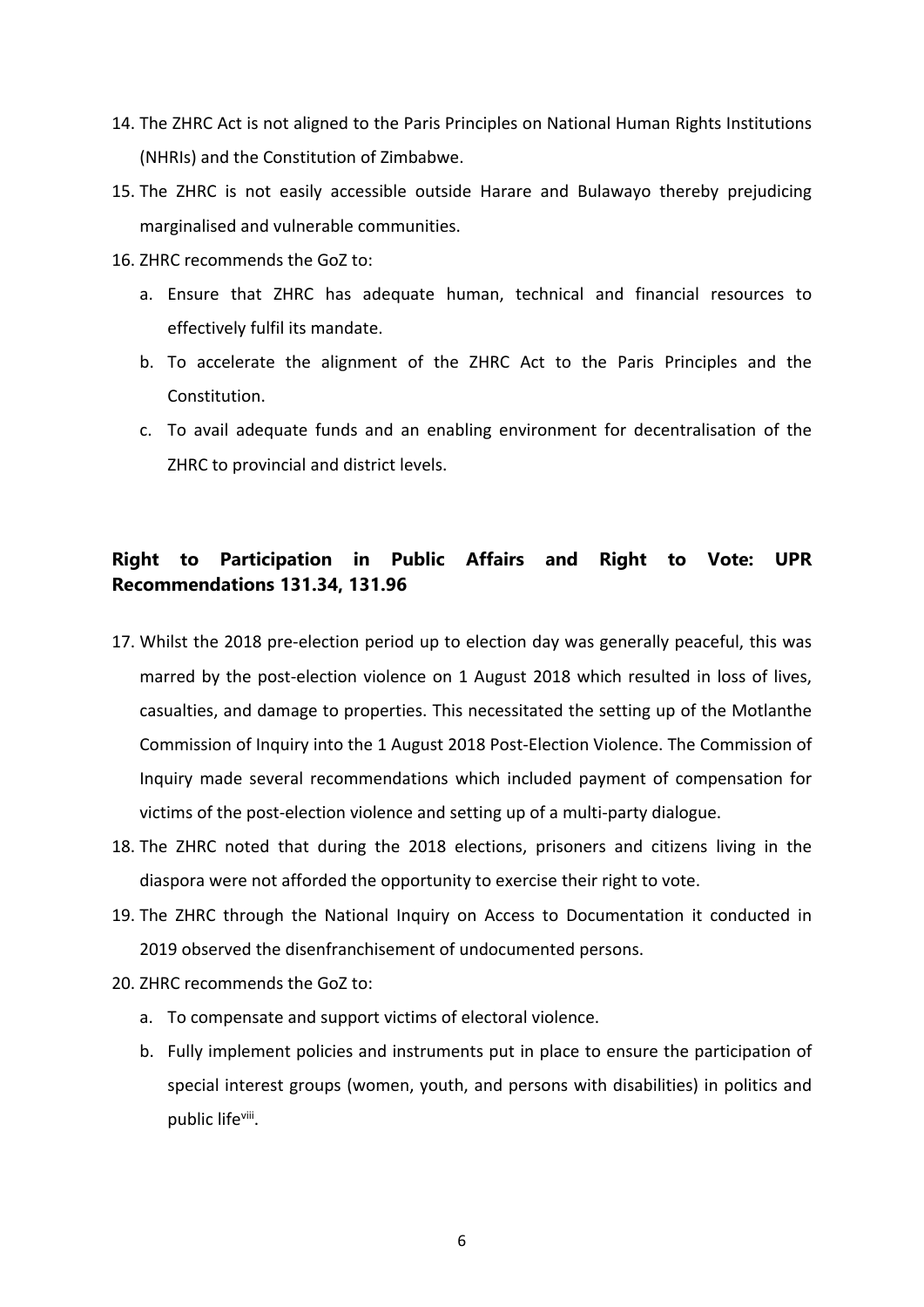14. The ZHRC Act is not aligned to the Paris Principles on National Human Rights Institutions (NHRIs) and the Constitution of Zimbabwe.
15. The ZHRC is not easily accessible outside Harare and Bulawayo thereby prejudicing marginalised and vulnerable communities.
16. ZHRC recommends the GoZ to:
    a. Ensure that ZHRC has adequate human, technical and financial resources to effectively fulfil its mandate.
    b. To accelerate the alignment of the ZHRC Act to the Paris Principles and the Constitution.
    c. To avail adequate funds and an enabling environment for decentralisation of the ZHRC to provincial and district levels.

## Right to Participation in Public Affairs and Right to Vote: UPR Recommendations 131.34, 131.96

17. Whilst the 2018 pre-election period up to election day was generally peaceful, this was marred by the post-election violence on 1 August 2018 which resulted in loss of lives, casualties, and damage to properties. This necessitated the setting up of the Motlanthe Commission of Inquiry into the 1 August 2018 Post-Election Violence. The Commission of Inquiry made several recommendations which included payment of compensation for victims of the post-election violence and setting up of a multi-party dialogue.
18. The ZHRC noted that during the 2018 elections, prisoners and citizens living in the diaspora were not afforded the opportunity to exercise their right to vote.
19. The ZHRC through the National Inquiry on Access to Documentation it conducted in 2019 observed the disenfranchisement of undocumented persons.
20. ZHRC recommends the GoZ to:
    a. To compensate and support victims of electoral violence.
    b. Fully implement policies and instruments put in place to ensure the participation of special interest groups (women, youth, and persons with disabilities) in politics and public life[viii].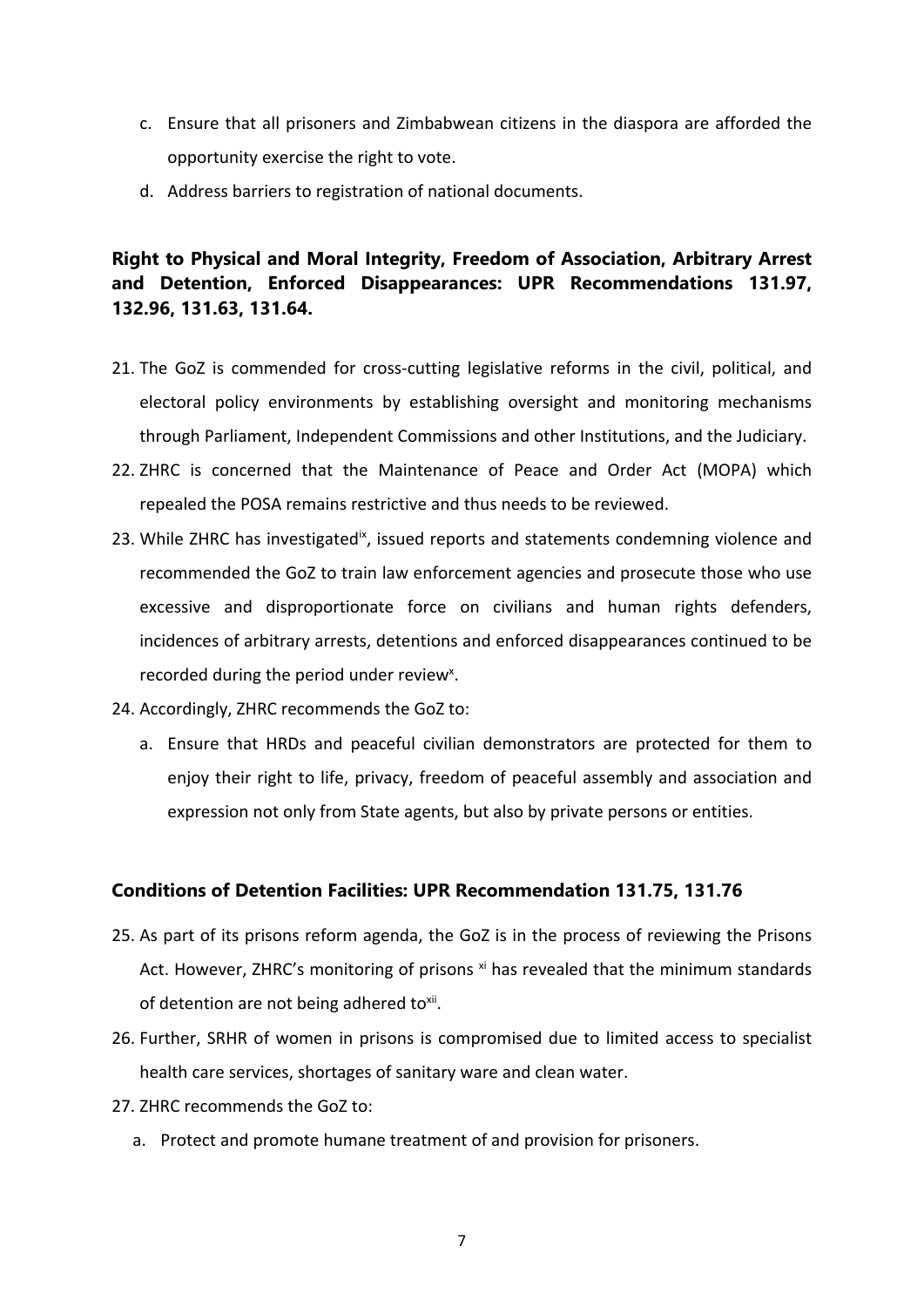c. Ensure that all prisoners and Zimbabwean citizens in the diaspora are afforded the opportunity exercise the right to vote.

d. Address barriers to registration of national documents.

### Right to Physical and Moral Integrity, Freedom of Association, Arbitrary Arrest and Detention, Enforced Disappearances: UPR Recommendations 131.97, 132.96, 131.63, 131.64.

21. The GoZ is commended for cross-cutting legislative reforms in the civil, political, and electoral policy environments by establishing oversight and monitoring mechanisms through Parliament, Independent Commissions and other Institutions, and the Judiciary.
22. ZHRC is concerned that the Maintenance of Peace and Order Act (MOPA) which repealed the POSA remains restrictive and thus needs to be reviewed.
23. While ZHRC has investigated[ix], issued reports and statements condemning violence and recommended the GoZ to train law enforcement agencies and prosecute those who use excessive and disproportionate force on civilians and human rights defenders, incidences of arbitrary arrests, detentions and enforced disappearances continued to be recorded during the period under review[x].
24. Accordingly, ZHRC recommends the GoZ to:

    a. Ensure that HRDs and peaceful civilian demonstrators are protected for them to enjoy their right to life, privacy, freedom of peaceful assembly and association and expression not only from State agents, but also by private persons or entities.

### Conditions of Detention Facilities: UPR Recommendation 131.75, 131.76

25. As part of its prisons reform agenda, the GoZ is in the process of reviewing the Prisons Act. However, ZHRC's monitoring of prisons [xi] has revealed that the minimum standards of detention are not being adhered to[xii].
26. Further, SRHR of women in prisons is compromised due to limited access to specialist health care services, shortages of sanitary ware and clean water.
27. ZHRC recommends the GoZ to:

    a. Protect and promote humane treatment of and provision for prisoners.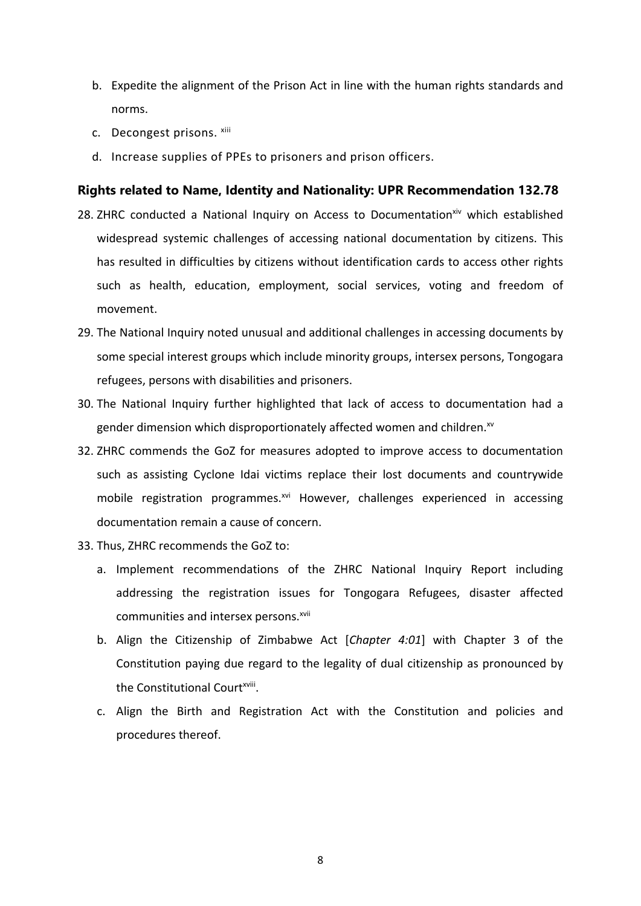b. Expedite the alignment of the Prison Act in line with the human rights standards and norms.

c. Decongest prisons. [xiii]

d. Increase supplies of PPEs to prisoners and prison officers.

### Rights related to Name, Identity and Nationality: UPR Recommendation 132.78

28. ZHRC conducted a National Inquiry on Access to Documentation[xiv] which established widespread systemic challenges of accessing national documentation by citizens. This has resulted in difficulties by citizens without identification cards to access other rights such as health, education, employment, social services, voting and freedom of movement.

29. The National Inquiry noted unusual and additional challenges in accessing documents by some special interest groups which include minority groups, intersex persons, Tongogara refugees, persons with disabilities and prisoners.

30. The National Inquiry further highlighted that lack of access to documentation had a gender dimension which disproportionately affected women and children.[xv]

32. ZHRC commends the GoZ for measures adopted to improve access to documentation such as assisting Cyclone Idai victims replace their lost documents and countrywide mobile registration programmes.[xvi] However, challenges experienced in accessing documentation remain a cause of concern.

33. Thus, ZHRC recommends the GoZ to:

    a. Implement recommendations of the ZHRC National Inquiry Report including addressing the registration issues for Tongogara Refugees, disaster affected communities and intersex persons.[xvii]

    b. Align the Citizenship of Zimbabwe Act [*Chapter 4:01*] with Chapter 3 of the Constitution paying due regard to the legality of dual citizenship as pronounced by the Constitutional Court[xviii].

    c. Align the Birth and Registration Act with the Constitution and policies and procedures thereof.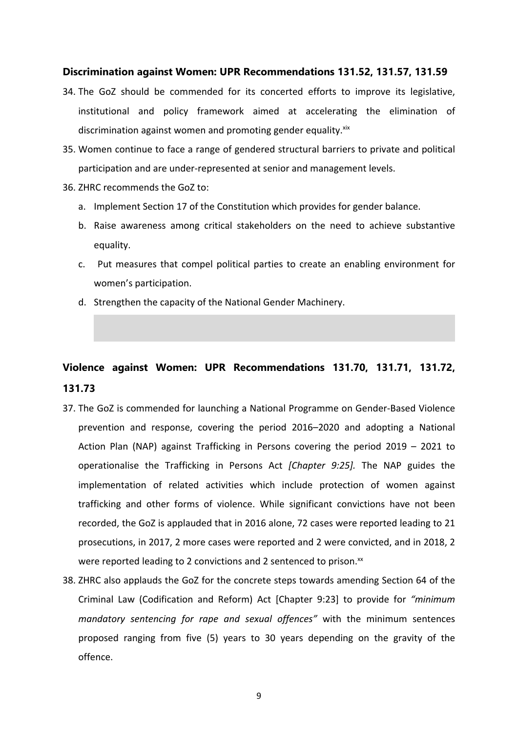### Discrimination against Women: UPR Recommendations 131.52, 131.57, 131.59

34. The GoZ should be commended for its concerted efforts to improve its legislative, institutional and policy framework aimed at accelerating the elimination of discrimination against women and promoting gender equality.[xix]
35. Women continue to face a range of gendered structural barriers to private and political participation and are under-represented at senior and management levels.
36. ZHRC recommends the GoZ to:
    a. Implement Section 17 of the Constitution which provides for gender balance.
    b. Raise awareness among critical stakeholders on the need to achieve substantive equality.
    c. Put measures that compel political parties to create an enabling environment for women's participation.
    d. Strengthen the capacity of the National Gender Machinery.

### Violence against Women: UPR Recommendations 131.70, 131.71, 131.72, 131.73

37. The GoZ is commended for launching a National Programme on Gender-Based Violence prevention and response, covering the period 2016–2020 and adopting a National Action Plan (NAP) against Trafficking in Persons covering the period 2019 – 2021 to operationalise the Trafficking in Persons Act *[Chapter 9:25].* The NAP guides the implementation of related activities which include protection of women against trafficking and other forms of violence. While significant convictions have not been recorded, the GoZ is applauded that in 2016 alone, 72 cases were reported leading to 21 prosecutions, in 2017, 2 more cases were reported and 2 were convicted, and in 2018, 2 were reported leading to 2 convictions and 2 sentenced to prison.[xx]
38. ZHRC also applauds the GoZ for the concrete steps towards amending Section 64 of the Criminal Law (Codification and Reform) Act [Chapter 9:23] to provide for *"minimum mandatory sentencing for rape and sexual offences"* with the minimum sentences proposed ranging from five (5) years to 30 years depending on the gravity of the offence.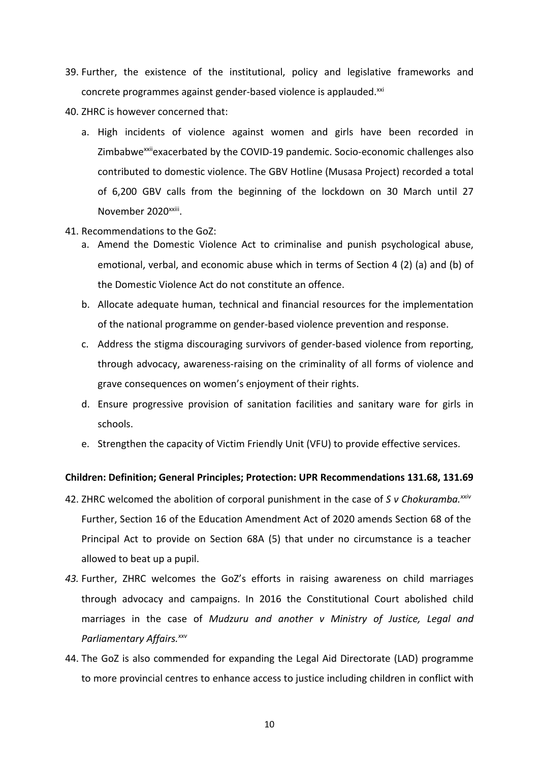39. Further, the existence of the institutional, policy and legislative frameworks and concrete programmes against gender-based violence is applauded.[xxi]

40. ZHRC is however concerned that:

    a. High incidents of violence against women and girls have been recorded in Zimbabwe[xxii]exacerbated by the COVID-19 pandemic. Socio-economic challenges also contributed to domestic violence. The GBV Hotline (Musasa Project) recorded a total of 6,200 GBV calls from the beginning of the lockdown on 30 March until 27 November 2020[xxiii].

41. Recommendations to the GoZ:

    a. Amend the Domestic Violence Act to criminalise and punish psychological abuse, emotional, verbal, and economic abuse which in terms of Section 4 (2) (a) and (b) of the Domestic Violence Act do not constitute an offence.

    b. Allocate adequate human, technical and financial resources for the implementation of the national programme on gender-based violence prevention and response.

    c. Address the stigma discouraging survivors of gender-based violence from reporting, through advocacy, awareness-raising on the criminality of all forms of violence and grave consequences on women's enjoyment of their rights.

    d. Ensure progressive provision of sanitation facilities and sanitary ware for girls in schools.

    e. Strengthen the capacity of Victim Friendly Unit (VFU) to provide effective services.

**Children: Definition; General Principles; Protection: UPR Recommendations 131.68, 131.69**

42. ZHRC welcomed the abolition of corporal punishment in the case of *S v Chokuramba.*[xxiv] Further, Section 16 of the Education Amendment Act of 2020 amends Section 68 of the Principal Act to provide on Section 68A (5) that under no circumstance is a teacher allowed to beat up a pupil.

43. Further, ZHRC welcomes the GoZ's efforts in raising awareness on child marriages through advocacy and campaigns. In 2016 the Constitutional Court abolished child marriages in the case of *Mudzuru and another v Ministry of Justice, Legal and Parliamentary Affairs.*[xxv]

44. The GoZ is also commended for expanding the Legal Aid Directorate (LAD) programme to more provincial centres to enhance access to justice including children in conflict with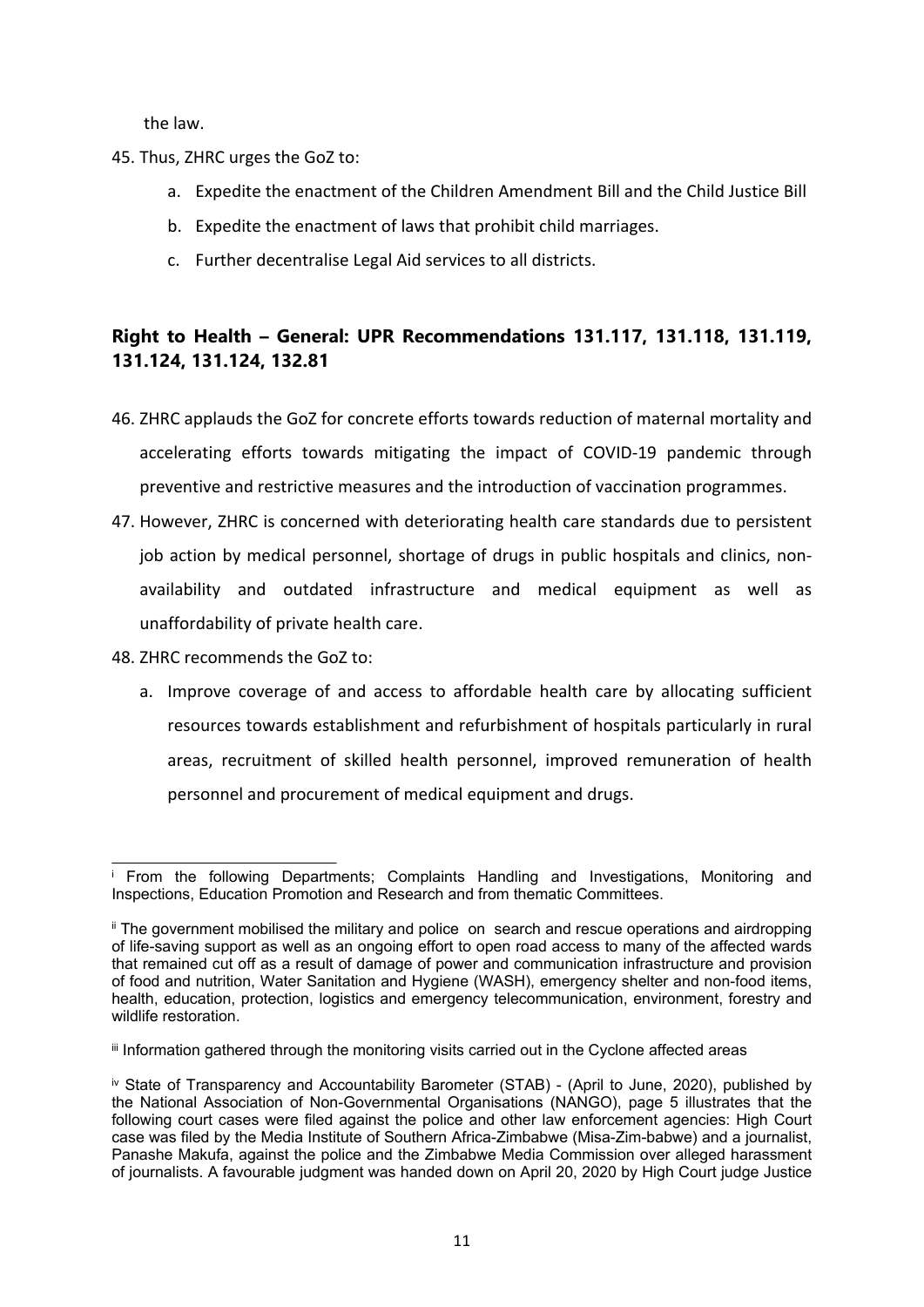the law.

45. Thus, ZHRC urges the GoZ to:
    a. Expedite the enactment of the Children Amendment Bill and the Child Justice Bill
    b. Expedite the enactment of laws that prohibit child marriages.
    c. Further decentralise Legal Aid services to all districts.

## Right to Health – General: UPR Recommendations 131.117, 131.118, 131.119, 131.124, 131.124, 132.81

46. ZHRC applauds the GoZ for concrete efforts towards reduction of maternal mortality and accelerating efforts towards mitigating the impact of COVID-19 pandemic through preventive and restrictive measures and the introduction of vaccination programmes.
47. However, ZHRC is concerned with deteriorating health care standards due to persistent job action by medical personnel, shortage of drugs in public hospitals and clinics, non-availability and outdated infrastructure and medical equipment as well as unaffordability of private health care.
48. ZHRC recommends the GoZ to:
    a. Improve coverage of and access to affordable health care by allocating sufficient resources towards establishment and refurbishment of hospitals particularly in rural areas, recruitment of skilled health personnel, improved remuneration of health personnel and procurement of medical equipment and drugs.

---

[i] From the following Departments; Complaints Handling and Investigations, Monitoring and Inspections, Education Promotion and Research and from thematic Committees.

[ii] The government mobilised the military and police on search and rescue operations and airdropping of life-saving support as well as an ongoing effort to open road access to many of the affected wards that remained cut off as a result of damage of power and communication infrastructure and provision of food and nutrition, Water Sanitation and Hygiene (WASH), emergency shelter and non-food items, health, education, protection, logistics and emergency telecommunication, environment, forestry and wildlife restoration.

[iii] Information gathered through the monitoring visits carried out in the Cyclone affected areas

[iv] State of Transparency and Accountability Barometer (STAB) - (April to June, 2020), published by the National Association of Non-Governmental Organisations (NANGO), page 5 illustrates that the following court cases were filed against the police and other law enforcement agencies: High Court case was filed by the Media Institute of Southern Africa-Zimbabwe (Misa-Zim-babwe) and a journalist, Panashe Makufa, against the police and the Zimbabwe Media Commission over alleged harassment of journalists. A favourable judgment was handed down on April 20, 2020 by High Court judge Justice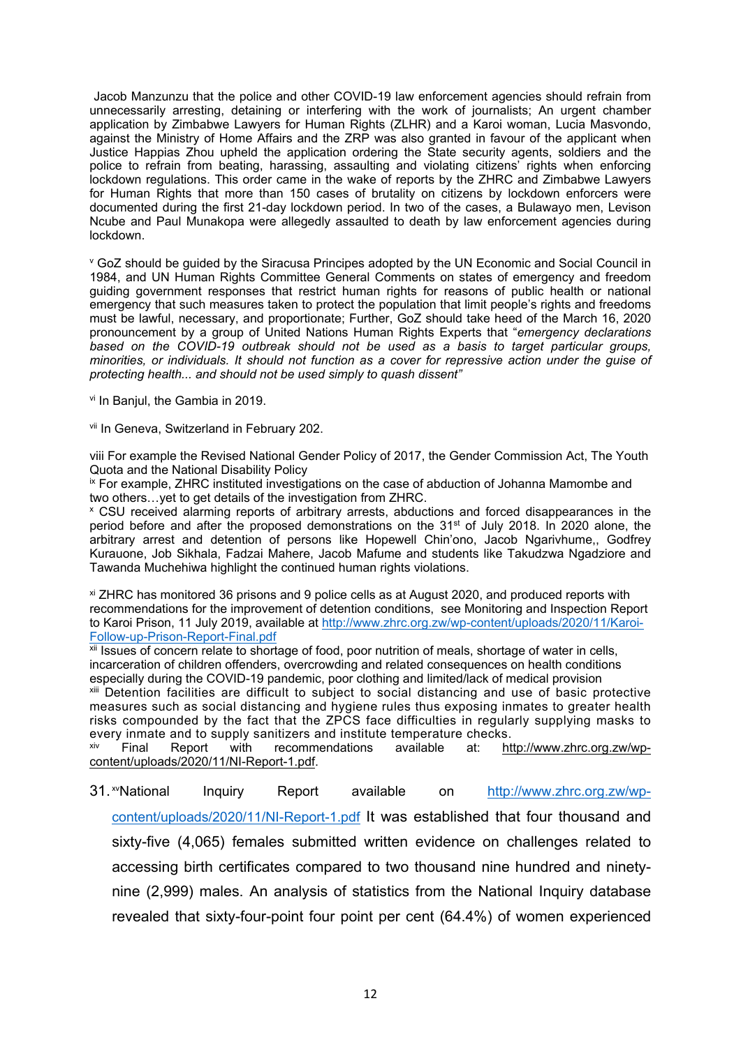Jacob Manzunzu that the police and other COVID-19 law enforcement agencies should refrain from unnecessarily arresting, detaining or interfering with the work of journalists; An urgent chamber application by Zimbabwe Lawyers for Human Rights (ZLHR) and a Karoi woman, Lucia Masvondo, against the Ministry of Home Affairs and the ZRP was also granted in favour of the applicant when Justice Happias Zhou upheld the application ordering the State security agents, soldiers and the police to refrain from beating, harassing, assaulting and violating citizens' rights when enforcing lockdown regulations. This order came in the wake of reports by the ZHRC and Zimbabwe Lawyers for Human Rights that more than 150 cases of brutality on citizens by lockdown enforcers were documented during the first 21-day lockdown period. In two of the cases, a Bulawayo men, Levison Ncube and Paul Munakopa were allegedly assaulted to death by law enforcement agencies during lockdown.

[v] GoZ should be guided by the Siracusa Principes adopted by the UN Economic and Social Council in 1984, and UN Human Rights Committee General Comments on states of emergency and freedom guiding government responses that restrict human rights for reasons of public health or national emergency that such measures taken to protect the population that limit people's rights and freedoms must be lawful, necessary, and proportionate; Further, GoZ should take heed of the March 16, 2020 pronouncement by a group of United Nations Human Rights Experts that "*emergency declarations based on the COVID-19 outbreak should not be used as a basis to target particular groups, minorities, or individuals. It should not function as a cover for repressive action under the guise of protecting health... and should not be used simply to quash dissent"*

[vi] In Banjul, the Gambia in 2019.

[vii] In Geneva, Switzerland in February 202.

viii For example the Revised National Gender Policy of 2017, the Gender Commission Act, The Youth Quota and the National Disability Policy

[ix] For example, ZHRC instituted investigations on the case of abduction of Johanna Mamombe and two others…yet to get details of the investigation from ZHRC.

[x] CSU received alarming reports of arbitrary arrests, abductions and forced disappearances in the period before and after the proposed demonstrations on the 31st of July 2018. In 2020 alone, the arbitrary arrest and detention of persons like Hopewell Chin'ono, Jacob Ngarivhume,, Godfrey Kurauone, Job Sikhala, Fadzai Mahere, Jacob Mafume and students like Takudzwa Ngadziore and Tawanda Muchehiwa highlight the continued human rights violations.

[xi] ZHRC has monitored 36 prisons and 9 police cells as at August 2020, and produced reports with recommendations for the improvement of detention conditions, see Monitoring and Inspection Report to Karoi Prison, 11 July 2019, available at http://www.zhrc.org.zw/wp-content/uploads/2020/11/Karoi-Follow-up-Prison-Report-Final.pdf

[xii] Issues of concern relate to shortage of food, poor nutrition of meals, shortage of water in cells, incarceration of children offenders, overcrowding and related consequences on health conditions especially during the COVID-19 pandemic, poor clothing and limited/lack of medical provision

[xiii] Detention facilities are difficult to subject to social distancing and use of basic protective measures such as social distancing and hygiene rules thus exposing inmates to greater health risks compounded by the fact that the ZPCS face difficulties in regularly supplying masks to every inmate and to supply sanitizers and institute temperature checks.

[xiv] Final Report with recommendations available at: http://www.zhrc.org.zw/wp-content/uploads/2020/11/NI-Report-1.pdf.

31. [xv]National Inquiry Report available on http://www.zhrc.org.zw/wp-content/uploads/2020/11/NI-Report-1.pdf It was established that four thousand and sixty-five (4,065) females submitted written evidence on challenges related to accessing birth certificates compared to two thousand nine hundred and ninety-nine (2,999) males. An analysis of statistics from the National Inquiry database revealed that sixty-four-point four point per cent (64.4%) of women experienced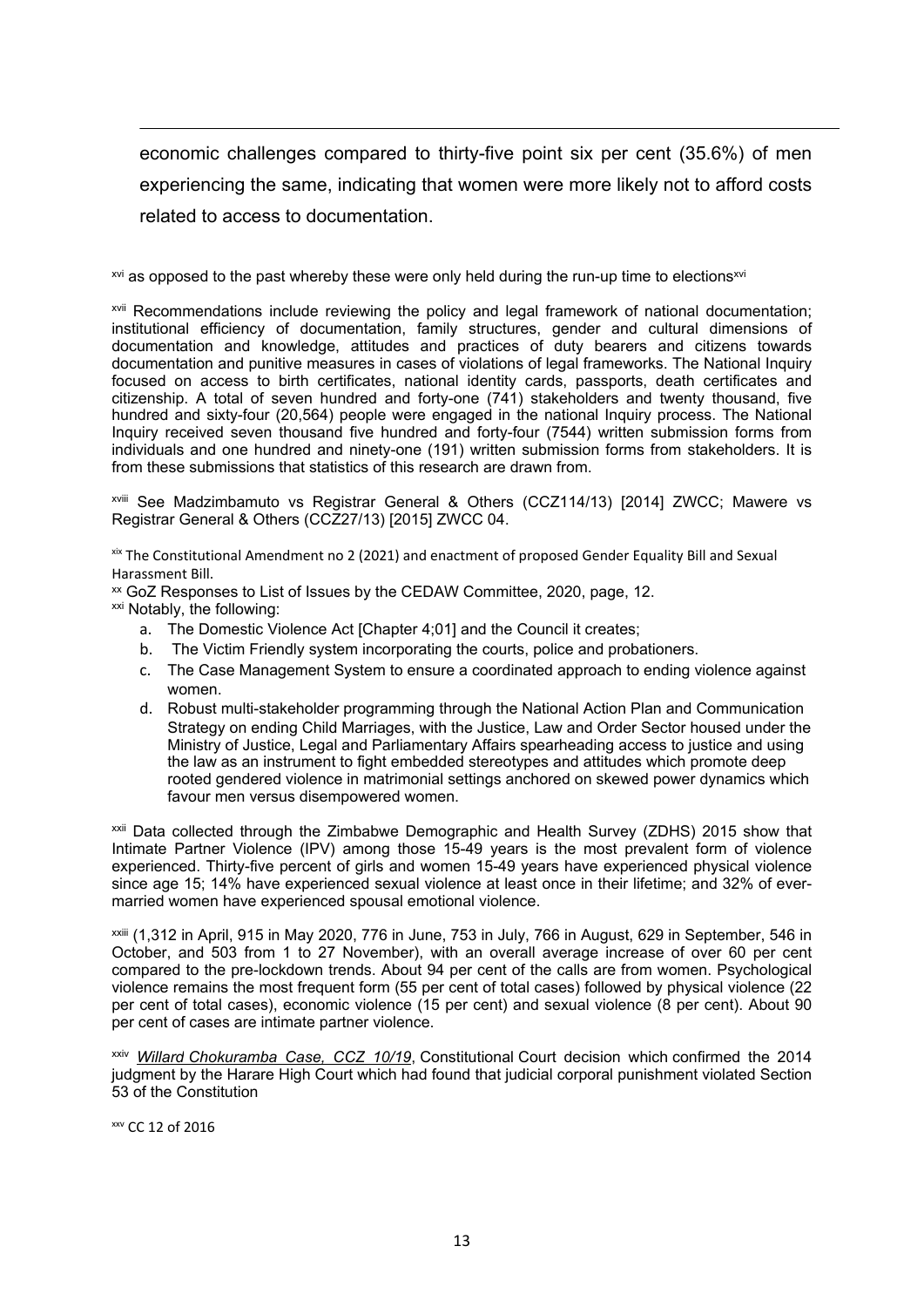economic challenges compared to thirty-five point six per cent (35.6%) of men experiencing the same, indicating that women were more likely not to afford costs related to access to documentation.

---

[xvi] as opposed to the past whereby these were only held during the run-up time to elections[xvi]

[xvii] Recommendations include reviewing the policy and legal framework of national documentation; institutional efficiency of documentation, family structures, gender and cultural dimensions of documentation and knowledge, attitudes and practices of duty bearers and citizens towards documentation and punitive measures in cases of violations of legal frameworks. The National Inquiry focused on access to birth certificates, national identity cards, passports, death certificates and citizenship. A total of seven hundred and forty-one (741) stakeholders and twenty thousand, five hundred and sixty-four (20,564) people were engaged in the national Inquiry process. The National Inquiry received seven thousand five hundred and forty-four (7544) written submission forms from individuals and one hundred and ninety-one (191) written submission forms from stakeholders. It is from these submissions that statistics of this research are drawn from.

[xviii] See Madzimbamuto vs Registrar General & Others (CCZ114/13) [2014] ZWCC; Mawere vs Registrar General & Others (CCZ27/13) [2015] ZWCC 04.

[xix] The Constitutional Amendment no 2 (2021) and enactment of proposed Gender Equality Bill and Sexual Harassment Bill.

[xx] GoZ Responses to List of Issues by the CEDAW Committee, 2020, page, 12.

[xxi] Notably, the following:

a. The Domestic Violence Act [Chapter 4;01] and the Council it creates;
b. The Victim Friendly system incorporating the courts, police and probationers.
c. The Case Management System to ensure a coordinated approach to ending violence against women.
d. Robust multi-stakeholder programming through the National Action Plan and Communication Strategy on ending Child Marriages, with the Justice, Law and Order Sector housed under the Ministry of Justice, Legal and Parliamentary Affairs spearheading access to justice and using the law as an instrument to fight embedded stereotypes and attitudes which promote deep rooted gendered violence in matrimonial settings anchored on skewed power dynamics which favour men versus disempowered women.

[xxii] Data collected through the Zimbabwe Demographic and Health Survey (ZDHS) 2015 show that Intimate Partner Violence (IPV) among those 15-49 years is the most prevalent form of violence experienced. Thirty-five percent of girls and women 15-49 years have experienced physical violence since age 15; 14% have experienced sexual violence at least once in their lifetime; and 32% of ever-married women have experienced spousal emotional violence.

[xxiii] (1,312 in April, 915 in May 2020, 776 in June, 753 in July, 766 in August, 629 in September, 546 in October, and 503 from 1 to 27 November), with an overall average increase of over 60 per cent compared to the pre-lockdown trends. About 94 per cent of the calls are from women. Psychological violence remains the most frequent form (55 per cent of total cases) followed by physical violence (22 per cent of total cases), economic violence (15 per cent) and sexual violence (8 per cent). About 90 per cent of cases are intimate partner violence.

[xxiv] *Willard Chokuramba Case, CCZ 10/19*, Constitutional Court decision which confirmed the 2014 judgment by the Harare High Court which had found that judicial corporal punishment violated Section 53 of the Constitution

[xxv] CC 12 of 2016